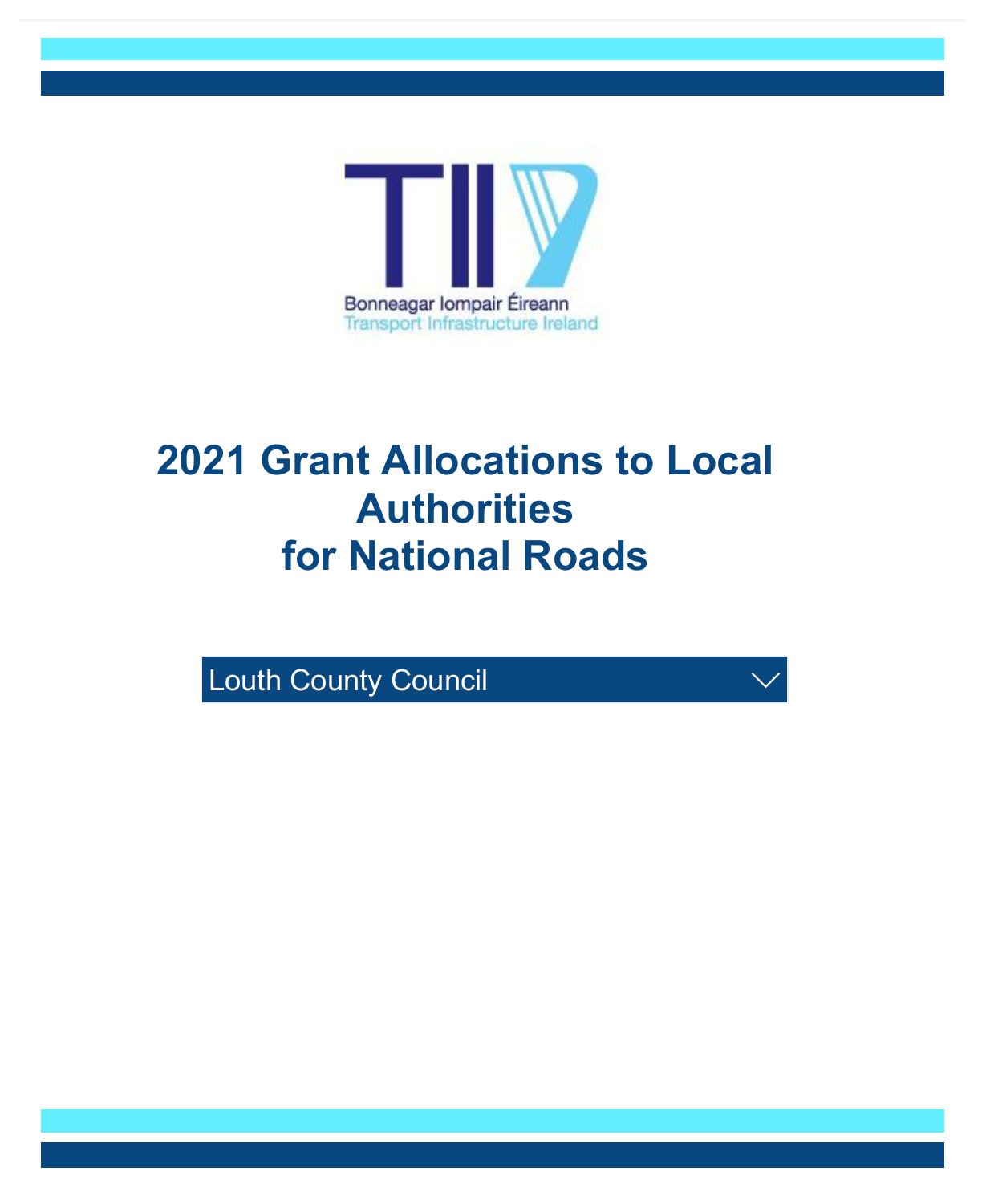Bonneagar Iompair Éireann
Transport Infrastructure Ireland

# 2021 Grant Allocations to Local Authorities for National Roads

Louth County Council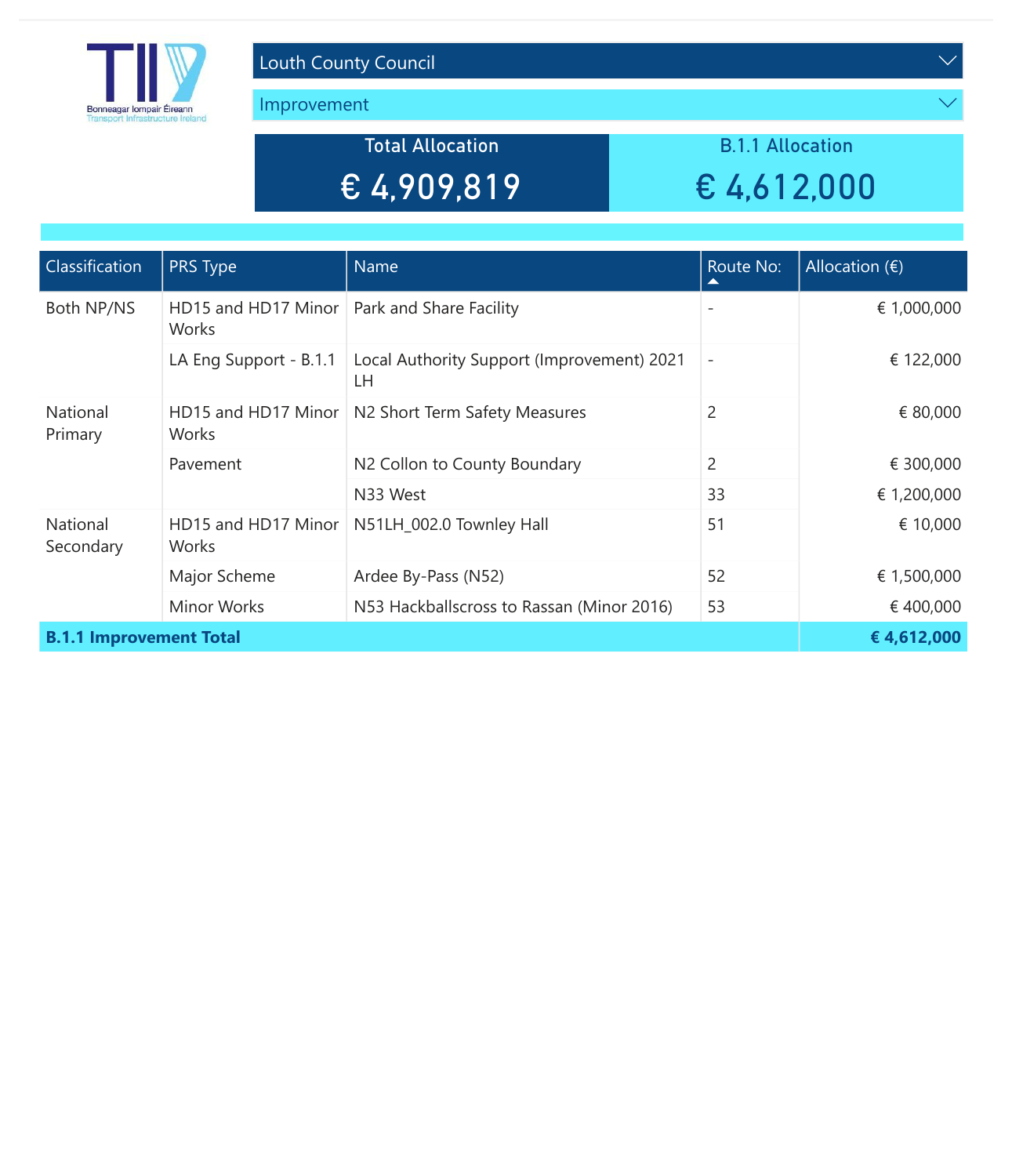Bonneagar Iompair Éireann
Transport Infrastructure Ireland

Louth County Council

Improvement

| Total Allocation | B.1.1 Allocation |
| --- | --- |
| € 4,909,819 | € 4,612,000 |

| Classification | PRS Type | Name | Route No: | Allocation (€) |
| --- | --- | --- | --- | --- |
| Both NP/NS | HD15 and HD17 Minor Works | Park and Share Facility | - | € 1,000,000 |
| | LA Eng Support - B.1.1 | Local Authority Support (Improvement) 2021 LH | - | € 122,000 |
| National Primary | HD15 and HD17 Minor Works | N2 Short Term Safety Measures | 2 | € 80,000 |
| | Pavement | N2 Collon to County Boundary | 2 | € 300,000 |
| | | N33 West | 33 | € 1,200,000 |
| National Secondary | HD15 and HD17 Minor Works | N51LH_002.0 Townley Hall | 51 | € 10,000 |
| | Major Scheme | Ardee By-Pass (N52) | 52 | € 1,500,000 |
| | Minor Works | N53 Hackballscross to Rassan (Minor 2016) | 53 | € 400,000 |
| **B.1.1 Improvement Total** | | | | **€ 4,612,000** |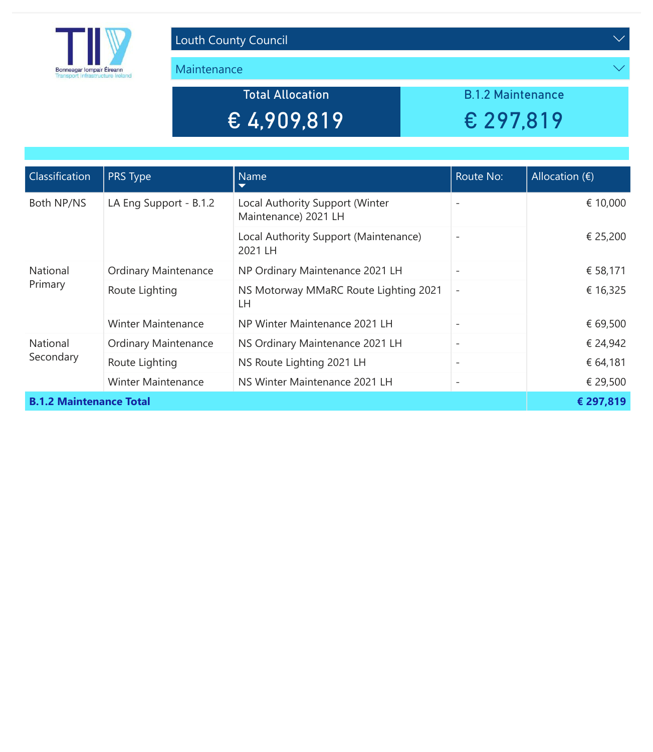Louth County Council

Maintenance

| Total Allocation | B.1.2 Maintenance |
|---|---|
| € 4,909,819 | € 297,819 |

| Classification | PRS Type | Name | Route No: | Allocation (€) |
|---|---|---|---|---|
| Both NP/NS | LA Eng Support - B.1.2 | Local Authority Support (Winter Maintenance) 2021 LH | - | € 10,000 |
| | | Local Authority Support (Maintenance) 2021 LH | - | € 25,200 |
| National Primary | Ordinary Maintenance | NP Ordinary Maintenance 2021 LH | - | € 58,171 |
| | Route Lighting | NS Motorway MMaRC Route Lighting 2021 LH | - | € 16,325 |
| | Winter Maintenance | NP Winter Maintenance 2021 LH | - | € 69,500 |
| National Secondary | Ordinary Maintenance | NS Ordinary Maintenance 2021 LH | - | € 24,942 |
| | Route Lighting | NS Route Lighting 2021 LH | - | € 64,181 |
| | Winter Maintenance | NS Winter Maintenance 2021 LH | - | € 29,500 |
| **B.1.2 Maintenance Total** | | | | **€ 297,819** |